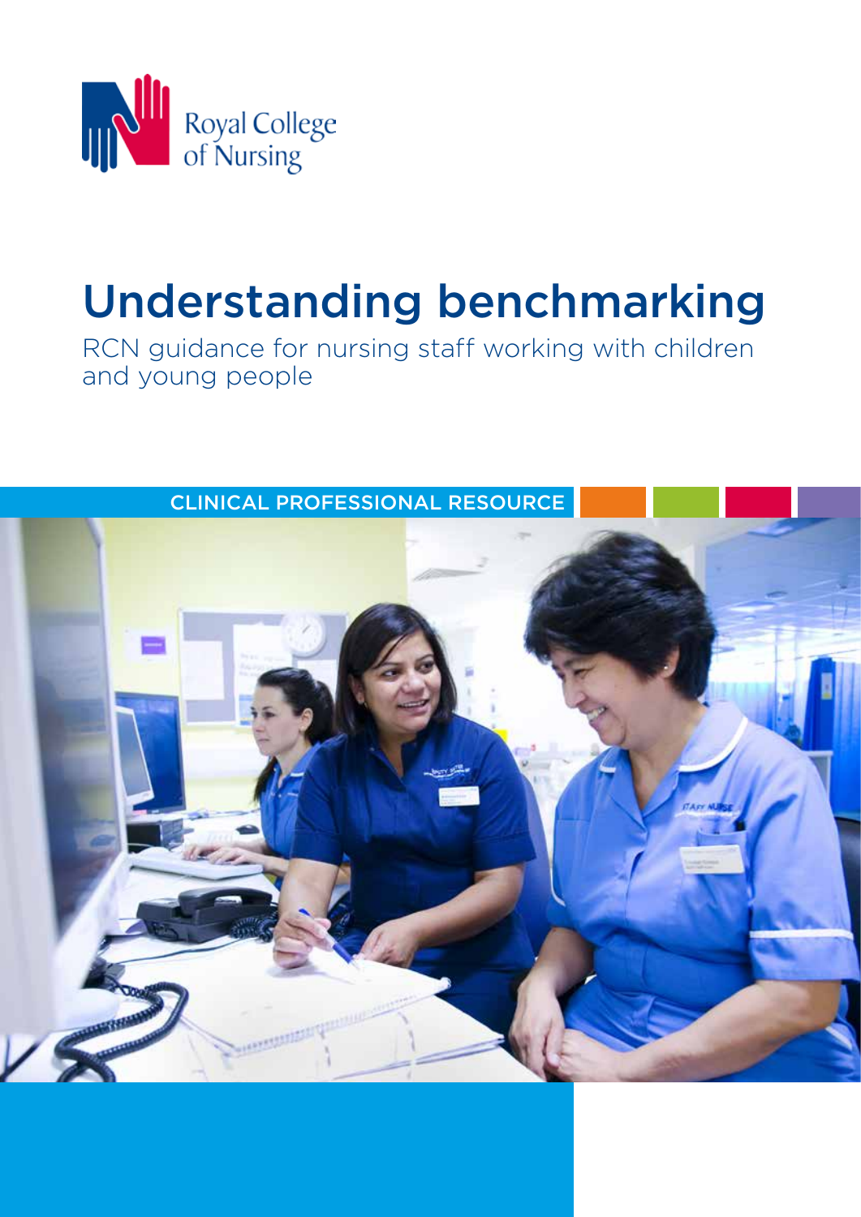Royal College of Nursing

# Understanding benchmarking

RCN guidance for nursing staff working with children and young people

CLINICAL PROFESSIONAL RESOURCE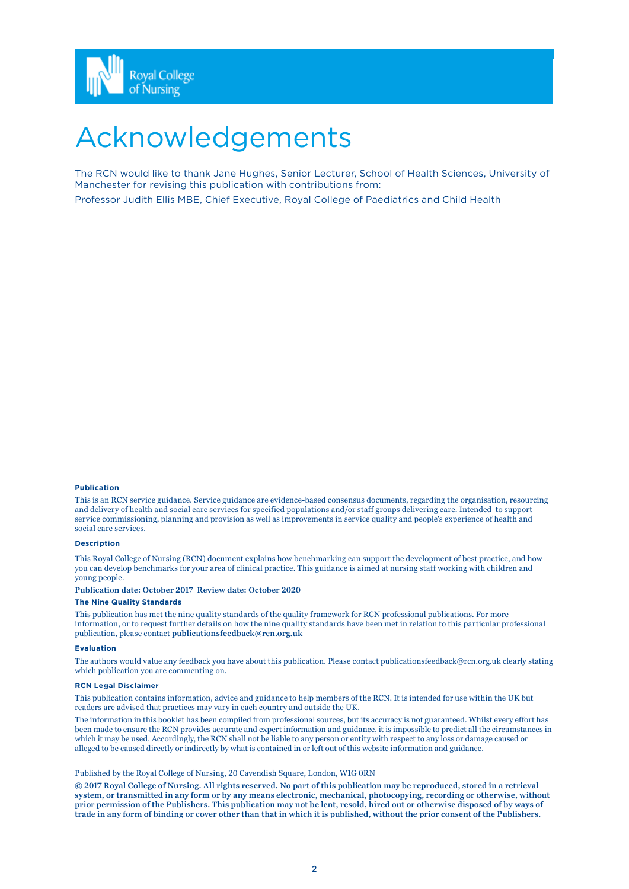# Acknowledgements

The RCN would like to thank Jane Hughes, Senior Lecturer, School of Health Sciences, University of Manchester for revising this publication with contributions from:

Professor Judith Ellis MBE, Chief Executive, Royal College of Paediatrics and Child Health

**Publication**

This is an RCN service guidance. Service guidance are evidence-based consensus documents, regarding the organisation, resourcing and delivery of health and social care services for specified populations and/or staff groups delivering care. Intended to support service commissioning, planning and provision as well as improvements in service quality and people's experience of health and social care services.

**Description**

This Royal College of Nursing (RCN) document explains how benchmarking can support the development of best practice, and how you can develop benchmarks for your area of clinical practice. This guidance is aimed at nursing staff working with children and young people.

**Publication date: October 2017 Review date: October 2020**

**The Nine Quality Standards**

This publication has met the nine quality standards of the quality framework for RCN professional publications. For more information, or to request further details on how the nine quality standards have been met in relation to this particular professional publication, please contact **publicationsfeedback@rcn.org.uk**

**Evaluation**

The authors would value any feedback you have about this publication. Please contact publicationsfeedback@rcn.org.uk clearly stating which publication you are commenting on.

**RCN Legal Disclaimer**

This publication contains information, advice and guidance to help members of the RCN. It is intended for use within the UK but readers are advised that practices may vary in each country and outside the UK.

The information in this booklet has been compiled from professional sources, but its accuracy is not guaranteed. Whilst every effort has been made to ensure the RCN provides accurate and expert information and guidance, it is impossible to predict all the circumstances in which it may be used. Accordingly, the RCN shall not be liable to any person or entity with respect to any loss or damage caused or alleged to be caused directly or indirectly by what is contained in or left out of this website information and guidance.

Published by the Royal College of Nursing, 20 Cavendish Square, London, W1G 0RN

**© 2017 Royal College of Nursing. All rights reserved. No part of this publication may be reproduced, stored in a retrieval system, or transmitted in any form or by any means electronic, mechanical, photocopying, recording or otherwise, without prior permission of the Publishers. This publication may not be lent, resold, hired out or otherwise disposed of by ways of trade in any form of binding or cover other than that in which it is published, without the prior consent of the Publishers.**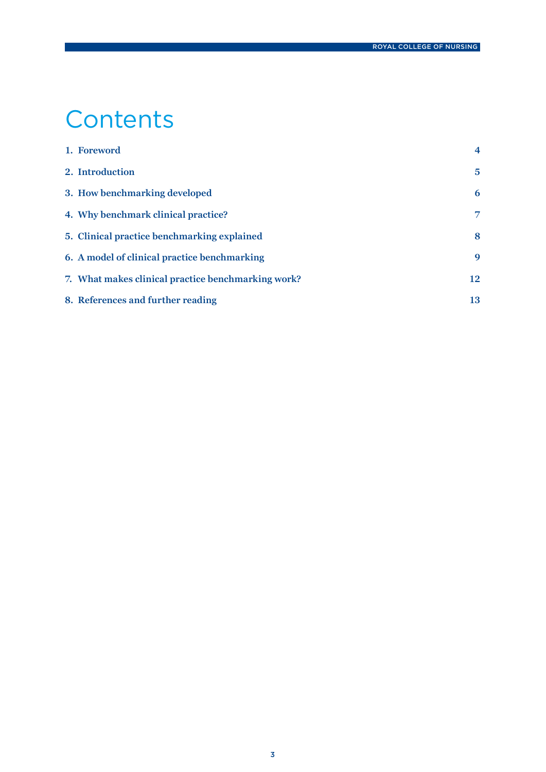# Contents

| | |
|---|---|
| 1. Foreword | 4 |
| 2. Introduction | 5 |
| 3. How benchmarking developed | 6 |
| 4. Why benchmark clinical practice? | 7 |
| 5. Clinical practice benchmarking explained | 8 |
| 6. A model of clinical practice benchmarking | 9 |
| 7. What makes clinical practice benchmarking work? | 12 |
| 8. References and further reading | 13 |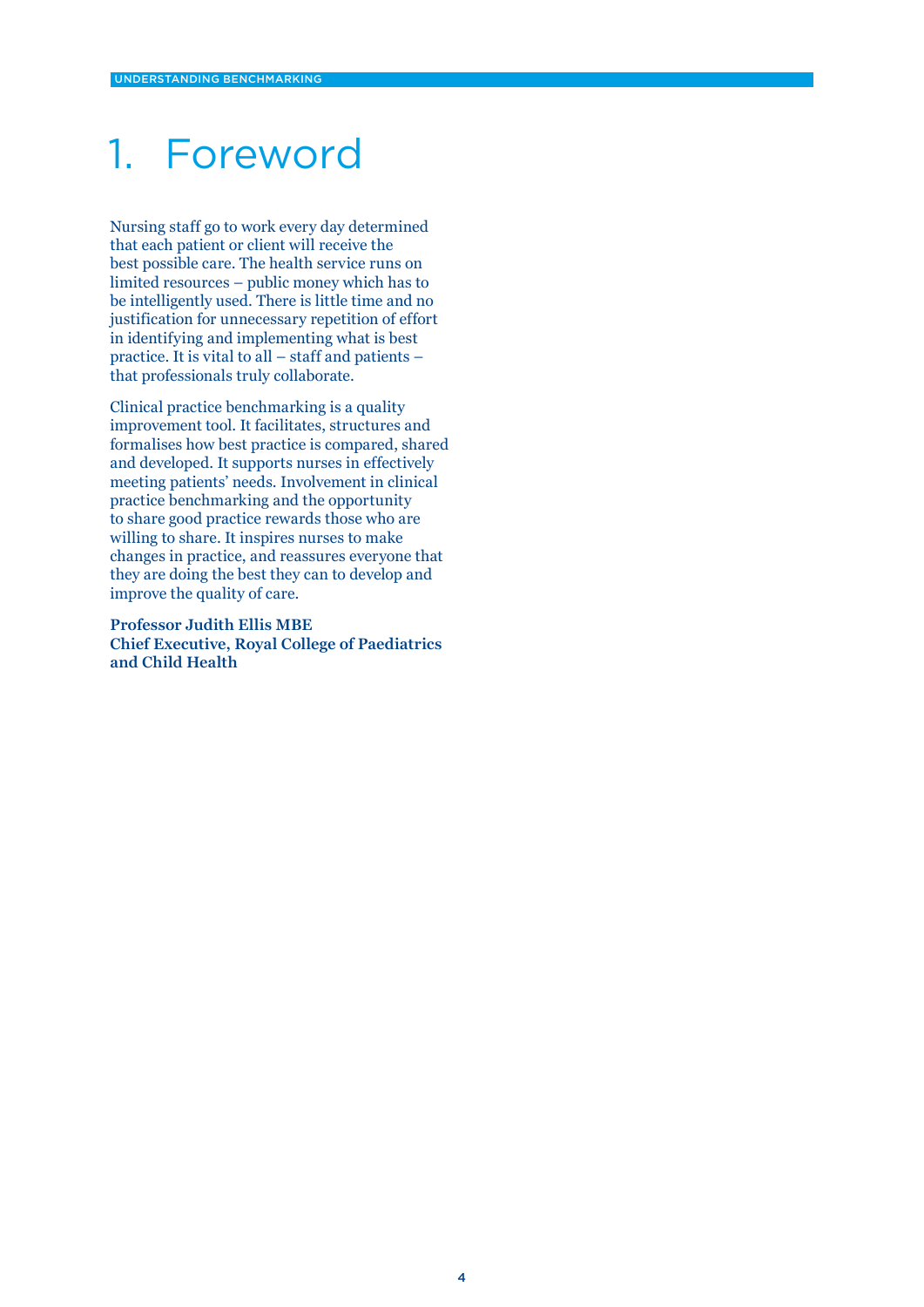# 1. Foreword

Nursing staff go to work every day determined that each patient or client will receive the best possible care. The health service runs on limited resources – public money which has to be intelligently used. There is little time and no justification for unnecessary repetition of effort in identifying and implementing what is best practice. It is vital to all – staff and patients – that professionals truly collaborate.

Clinical practice benchmarking is a quality improvement tool. It facilitates, structures and formalises how best practice is compared, shared and developed. It supports nurses in effectively meeting patients' needs. Involvement in clinical practice benchmarking and the opportunity to share good practice rewards those who are willing to share. It inspires nurses to make changes in practice, and reassures everyone that they are doing the best they can to develop and improve the quality of care.

**Professor Judith Ellis MBE**
**Chief Executive, Royal College of Paediatrics and Child Health**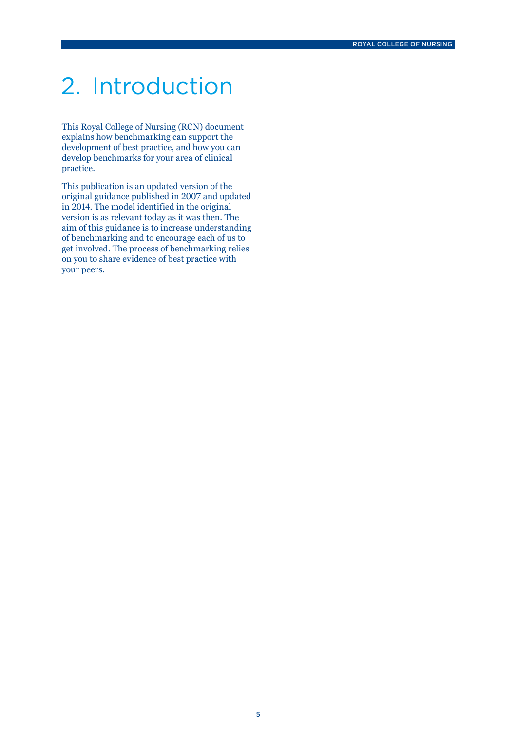# 2. Introduction

This Royal College of Nursing (RCN) document explains how benchmarking can support the development of best practice, and how you can develop benchmarks for your area of clinical practice.

This publication is an updated version of the original guidance published in 2007 and updated in 2014. The model identified in the original version is as relevant today as it was then. The aim of this guidance is to increase understanding of benchmarking and to encourage each of us to get involved. The process of benchmarking relies on you to share evidence of best practice with your peers.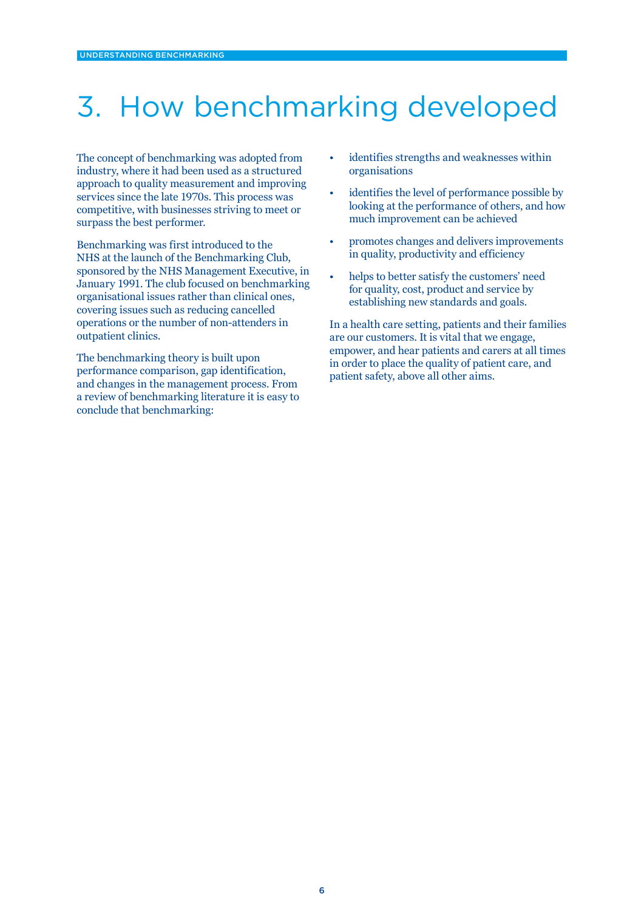# 3. How benchmarking developed

The concept of benchmarking was adopted from industry, where it had been used as a structured approach to quality measurement and improving services since the late 1970s. This process was competitive, with businesses striving to meet or surpass the best performer.

Benchmarking was first introduced to the NHS at the launch of the Benchmarking Club, sponsored by the NHS Management Executive, in January 1991. The club focused on benchmarking organisational issues rather than clinical ones, covering issues such as reducing cancelled operations or the number of non-attenders in outpatient clinics.

The benchmarking theory is built upon performance comparison, gap identification, and changes in the management process. From a review of benchmarking literature it is easy to conclude that benchmarking:

- identifies strengths and weaknesses within organisations
- identifies the level of performance possible by looking at the performance of others, and how much improvement can be achieved
- promotes changes and delivers improvements in quality, productivity and efficiency
- helps to better satisfy the customers' need for quality, cost, product and service by establishing new standards and goals.

In a health care setting, patients and their families are our customers. It is vital that we engage, empower, and hear patients and carers at all times in order to place the quality of patient care, and patient safety, above all other aims.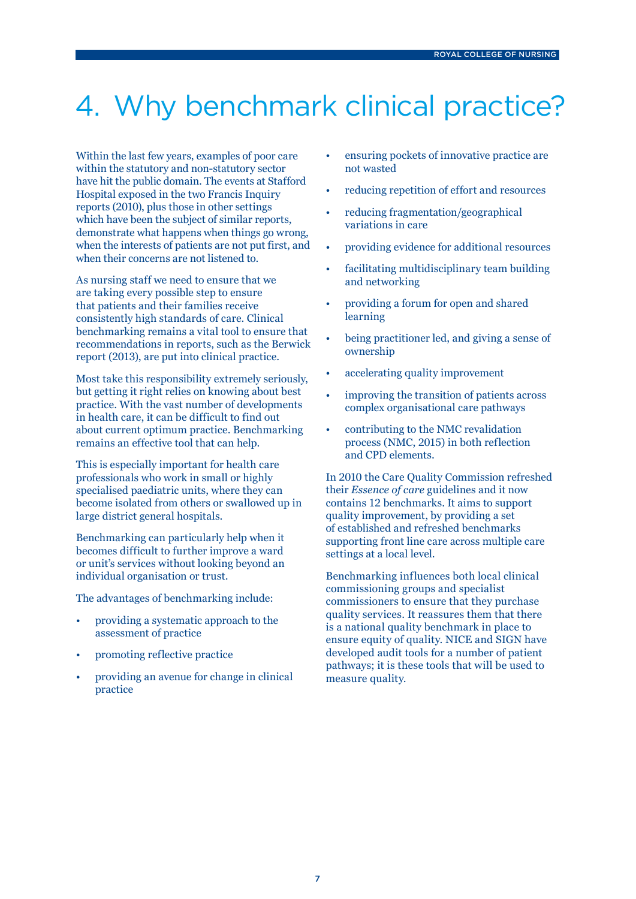# 4. Why benchmark clinical practice?

Within the last few years, examples of poor care within the statutory and non-statutory sector have hit the public domain. The events at Stafford Hospital exposed in the two Francis Inquiry reports (2010), plus those in other settings which have been the subject of similar reports, demonstrate what happens when things go wrong, when the interests of patients are not put first, and when their concerns are not listened to.

As nursing staff we need to ensure that we are taking every possible step to ensure that patients and their families receive consistently high standards of care. Clinical benchmarking remains a vital tool to ensure that recommendations in reports, such as the Berwick report (2013), are put into clinical practice.

Most take this responsibility extremely seriously, but getting it right relies on knowing about best practice. With the vast number of developments in health care, it can be difficult to find out about current optimum practice. Benchmarking remains an effective tool that can help.

This is especially important for health care professionals who work in small or highly specialised paediatric units, where they can become isolated from others or swallowed up in large district general hospitals.

Benchmarking can particularly help when it becomes difficult to further improve a ward or unit's services without looking beyond an individual organisation or trust.

The advantages of benchmarking include:

- providing a systematic approach to the assessment of practice
- promoting reflective practice
- providing an avenue for change in clinical practice
- ensuring pockets of innovative practice are not wasted
- reducing repetition of effort and resources
- reducing fragmentation/geographical variations in care
- providing evidence for additional resources
- facilitating multidisciplinary team building and networking
- providing a forum for open and shared learning
- being practitioner led, and giving a sense of ownership
- accelerating quality improvement
- improving the transition of patients across complex organisational care pathways
- contributing to the NMC revalidation process (NMC, 2015) in both reflection and CPD elements.

In 2010 the Care Quality Commission refreshed their *Essence of care* guidelines and it now contains 12 benchmarks. It aims to support quality improvement, by providing a set of established and refreshed benchmarks supporting front line care across multiple care settings at a local level.

Benchmarking influences both local clinical commissioning groups and specialist commissioners to ensure that they purchase quality services. It reassures them that there is a national quality benchmark in place to ensure equity of quality. NICE and SIGN have developed audit tools for a number of patient pathways; it is these tools that will be used to measure quality.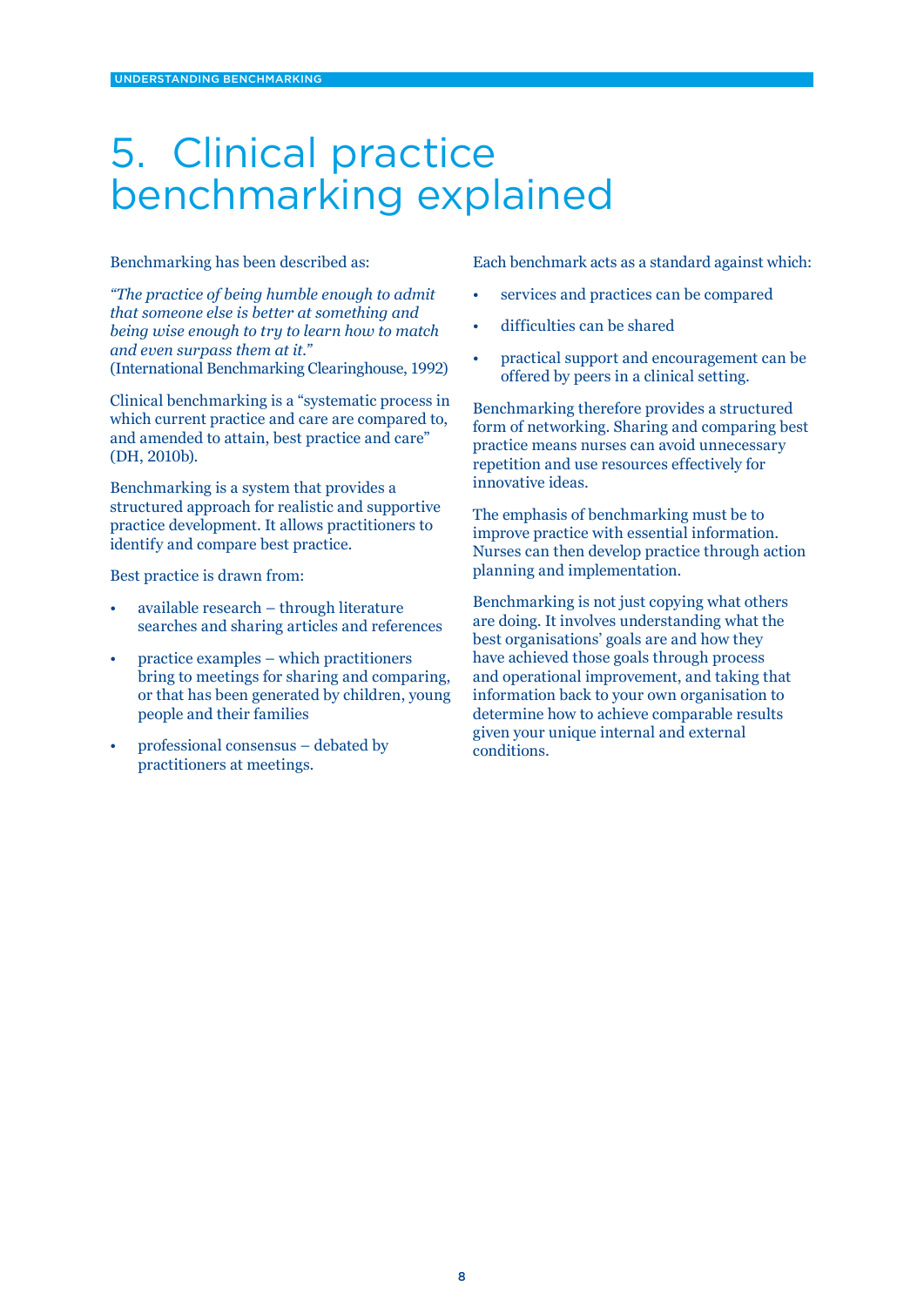# 5. Clinical practice benchmarking explained

Benchmarking has been described as:

*"The practice of being humble enough to admit that someone else is better at something and being wise enough to try to learn how to match and even surpass them at it."*
(International Benchmarking Clearinghouse, 1992)

Clinical benchmarking is a "systematic process in which current practice and care are compared to, and amended to attain, best practice and care" (DH, 2010b).

Benchmarking is a system that provides a structured approach for realistic and supportive practice development. It allows practitioners to identify and compare best practice.

Best practice is drawn from:

- available research – through literature searches and sharing articles and references
- practice examples – which practitioners bring to meetings for sharing and comparing, or that has been generated by children, young people and their families
- professional consensus – debated by practitioners at meetings.

Each benchmark acts as a standard against which:

- services and practices can be compared
- difficulties can be shared
- practical support and encouragement can be offered by peers in a clinical setting.

Benchmarking therefore provides a structured form of networking. Sharing and comparing best practice means nurses can avoid unnecessary repetition and use resources effectively for innovative ideas.

The emphasis of benchmarking must be to improve practice with essential information. Nurses can then develop practice through action planning and implementation.

Benchmarking is not just copying what others are doing. It involves understanding what the best organisations' goals are and how they have achieved those goals through process and operational improvement, and taking that information back to your own organisation to determine how to achieve comparable results given your unique internal and external conditions.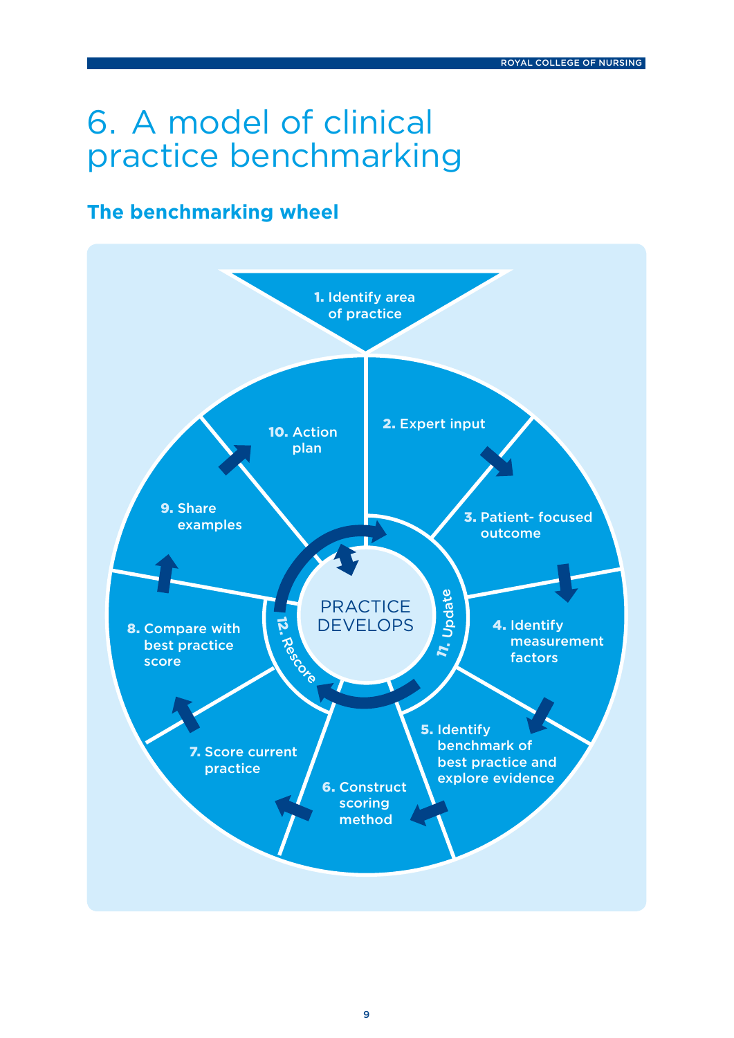# 6. A model of clinical practice benchmarking

## The benchmarking wheel

1. Identify area of practice
2. Expert input
3. Patient- focused outcome
4. Identify measurement factors
5. Identify benchmark of best practice and explore evidence
6. Construct scoring method
7. Score current practice
8. Compare with best practice score
9. Share examples
10. Action plan
11. Update
12. Rescore

PRACTICE DEVELOPS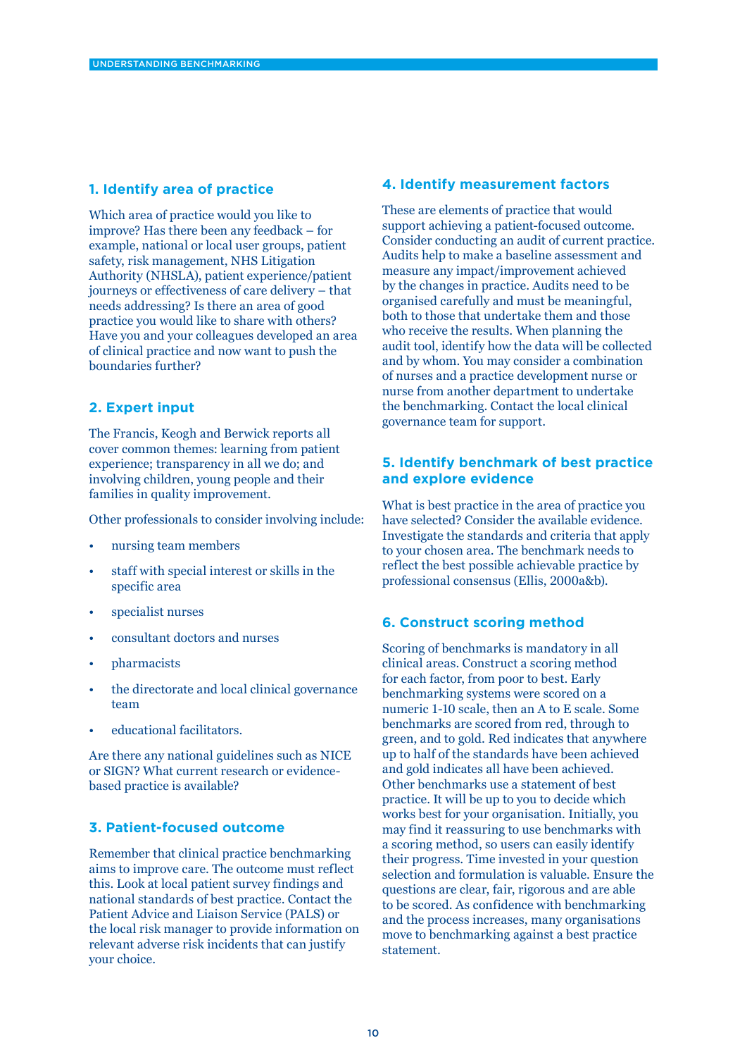## 1. Identify area of practice

Which area of practice would you like to improve? Has there been any feedback – for example, national or local user groups, patient safety, risk management, NHS Litigation Authority (NHSLA), patient experience/patient journeys or effectiveness of care delivery – that needs addressing? Is there an area of good practice you would like to share with others? Have you and your colleagues developed an area of clinical practice and now want to push the boundaries further?

## 2. Expert input

The Francis, Keogh and Berwick reports all cover common themes: learning from patient experience; transparency in all we do; and involving children, young people and their families in quality improvement.

Other professionals to consider involving include:

- nursing team members
- staff with special interest or skills in the specific area
- specialist nurses
- consultant doctors and nurses
- pharmacists
- the directorate and local clinical governance team
- educational facilitators.

Are there any national guidelines such as NICE or SIGN? What current research or evidence-based practice is available?

## 3. Patient-focused outcome

Remember that clinical practice benchmarking aims to improve care. The outcome must reflect this. Look at local patient survey findings and national standards of best practice. Contact the Patient Advice and Liaison Service (PALS) or the local risk manager to provide information on relevant adverse risk incidents that can justify your choice.

## 4. Identify measurement factors

These are elements of practice that would support achieving a patient-focused outcome. Consider conducting an audit of current practice. Audits help to make a baseline assessment and measure any impact/improvement achieved by the changes in practice. Audits need to be organised carefully and must be meaningful, both to those that undertake them and those who receive the results. When planning the audit tool, identify how the data will be collected and by whom. You may consider a combination of nurses and a practice development nurse or nurse from another department to undertake the benchmarking. Contact the local clinical governance team for support.

## 5. Identify benchmark of best practice and explore evidence

What is best practice in the area of practice you have selected? Consider the available evidence. Investigate the standards and criteria that apply to your chosen area. The benchmark needs to reflect the best possible achievable practice by professional consensus (Ellis, 2000a&b).

## 6. Construct scoring method

Scoring of benchmarks is mandatory in all clinical areas. Construct a scoring method for each factor, from poor to best. Early benchmarking systems were scored on a numeric 1-10 scale, then an A to E scale. Some benchmarks are scored from red, through to green, and to gold. Red indicates that anywhere up to half of the standards have been achieved and gold indicates all have been achieved. Other benchmarks use a statement of best practice. It will be up to you to decide which works best for your organisation. Initially, you may find it reassuring to use benchmarks with a scoring method, so users can easily identify their progress. Time invested in your question selection and formulation is valuable. Ensure the questions are clear, fair, rigorous and are able to be scored. As confidence with benchmarking and the process increases, many organisations move to benchmarking against a best practice statement.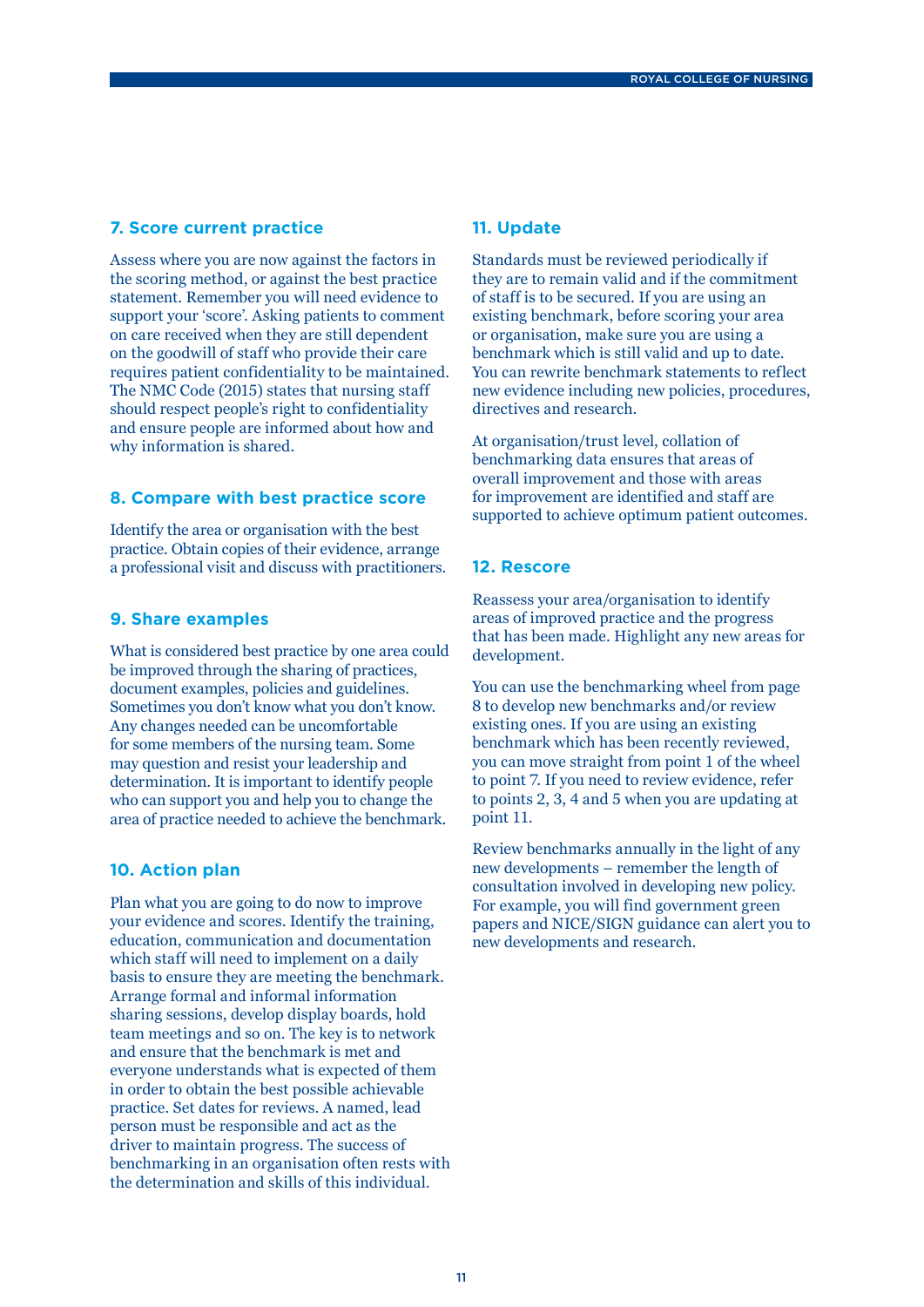### 7. Score current practice

Assess where you are now against the factors in the scoring method, or against the best practice statement. Remember you will need evidence to support your 'score'. Asking patients to comment on care received when they are still dependent on the goodwill of staff who provide their care requires patient confidentiality to be maintained. The NMC Code (2015) states that nursing staff should respect people's right to confidentiality and ensure people are informed about how and why information is shared.

### 8. Compare with best practice score

Identify the area or organisation with the best practice. Obtain copies of their evidence, arrange a professional visit and discuss with practitioners.

### 9. Share examples

What is considered best practice by one area could be improved through the sharing of practices, document examples, policies and guidelines. Sometimes you don't know what you don't know. Any changes needed can be uncomfortable for some members of the nursing team. Some may question and resist your leadership and determination. It is important to identify people who can support you and help you to change the area of practice needed to achieve the benchmark.

### 10. Action plan

Plan what you are going to do now to improve your evidence and scores. Identify the training, education, communication and documentation which staff will need to implement on a daily basis to ensure they are meeting the benchmark. Arrange formal and informal information sharing sessions, develop display boards, hold team meetings and so on. The key is to network and ensure that the benchmark is met and everyone understands what is expected of them in order to obtain the best possible achievable practice. Set dates for reviews. A named, lead person must be responsible and act as the driver to maintain progress. The success of benchmarking in an organisation often rests with the determination and skills of this individual.

### 11. Update

Standards must be reviewed periodically if they are to remain valid and if the commitment of staff is to be secured. If you are using an existing benchmark, before scoring your area or organisation, make sure you are using a benchmark which is still valid and up to date. You can rewrite benchmark statements to reflect new evidence including new policies, procedures, directives and research.

At organisation/trust level, collation of benchmarking data ensures that areas of overall improvement and those with areas for improvement are identified and staff are supported to achieve optimum patient outcomes.

### 12. Rescore

Reassess your area/organisation to identify areas of improved practice and the progress that has been made. Highlight any new areas for development.

You can use the benchmarking wheel from page 8 to develop new benchmarks and/or review existing ones. If you are using an existing benchmark which has been recently reviewed, you can move straight from point 1 of the wheel to point 7. If you need to review evidence, refer to points 2, 3, 4 and 5 when you are updating at point 11.

Review benchmarks annually in the light of any new developments – remember the length of consultation involved in developing new policy. For example, you will find government green papers and NICE/SIGN guidance can alert you to new developments and research.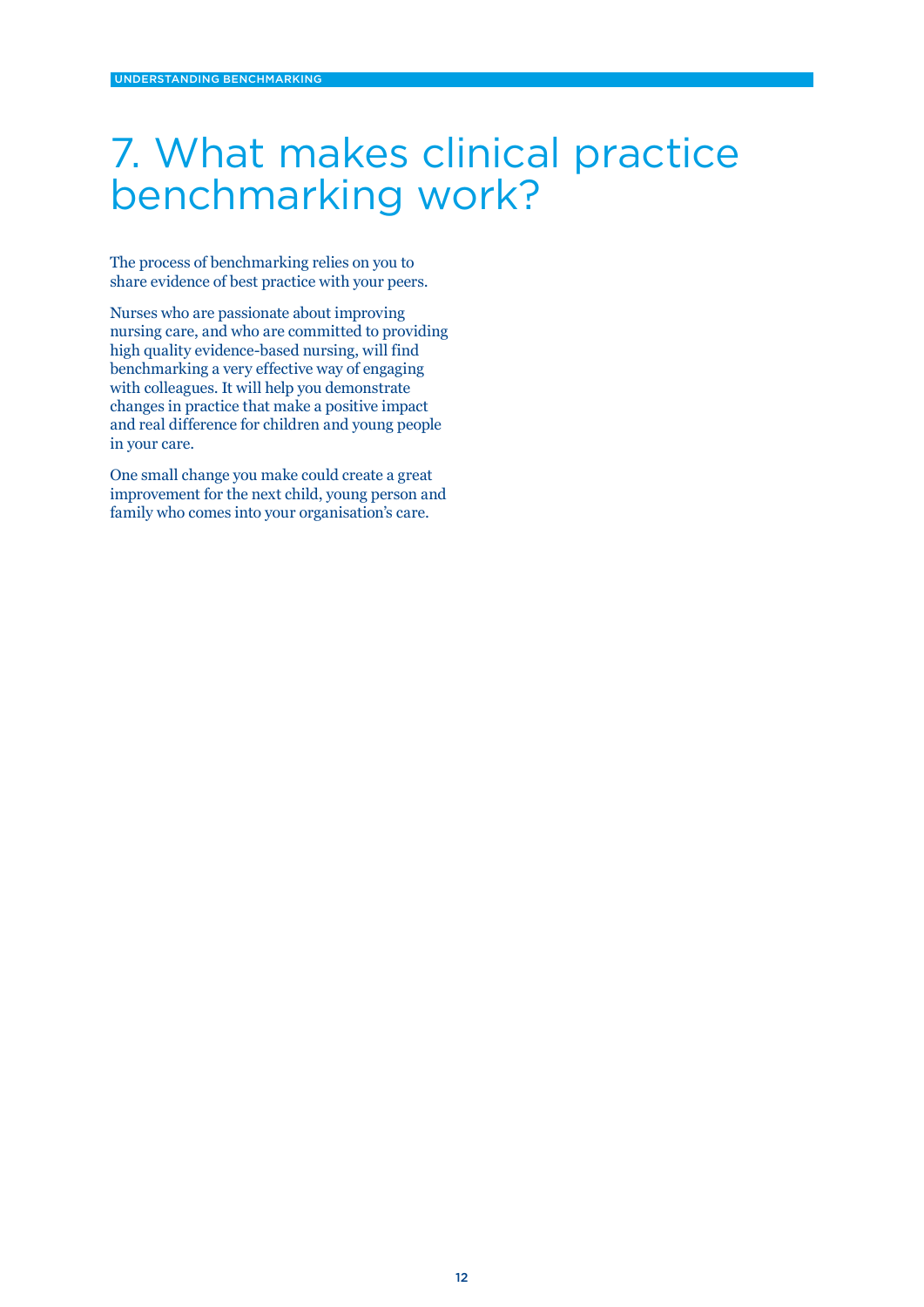# 7. What makes clinical practice benchmarking work?

The process of benchmarking relies on you to share evidence of best practice with your peers.

Nurses who are passionate about improving nursing care, and who are committed to providing high quality evidence-based nursing, will find benchmarking a very effective way of engaging with colleagues. It will help you demonstrate changes in practice that make a positive impact and real difference for children and young people in your care.

One small change you make could create a great improvement for the next child, young person and family who comes into your organisation's care.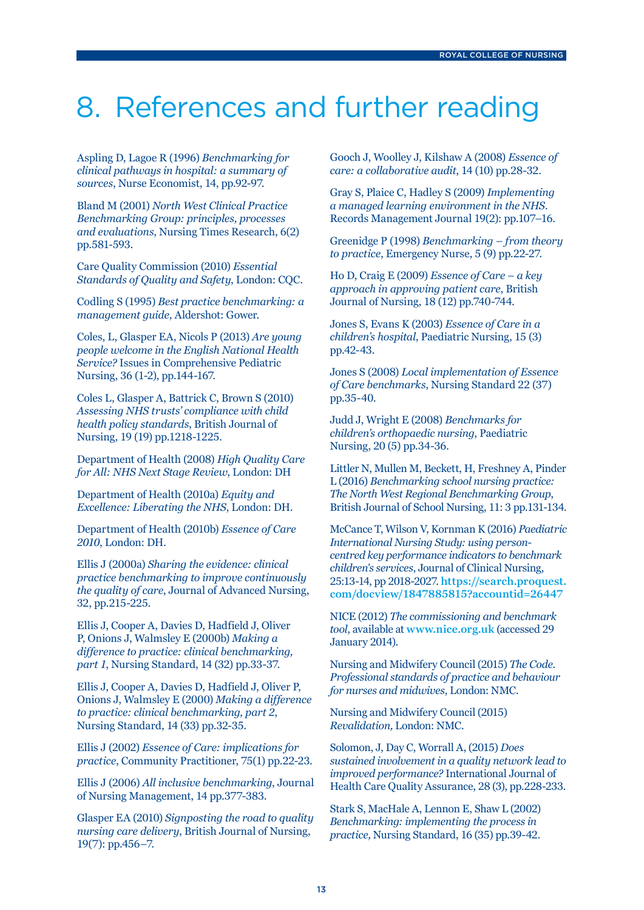# 8. References and further reading

Aspling D, Lagoe R (1996) *Benchmarking for clinical pathways in hospital: a summary of sources*, Nurse Economist, 14, pp.92-97.

Bland M (2001) *North West Clinical Practice Benchmarking Group: principles, processes and evaluations*, Nursing Times Research, 6(2) pp.581-593.

Care Quality Commission (2010) *Essential Standards of Quality and Safety*, London: CQC.

Codling S (1995) *Best practice benchmarking: a management guide*, Aldershot: Gower.

Coles, L, Glasper EA, Nicols P (2013) *Are young people welcome in the English National Health Service?* Issues in Comprehensive Pediatric Nursing, 36 (1-2), pp.144-167.

Coles L, Glasper A, Battrick C, Brown S (2010) *Assessing NHS trusts' compliance with child health policy standards*, British Journal of Nursing, 19 (19) pp.1218-1225.

Department of Health (2008) *High Quality Care for All: NHS Next Stage Review*, London: DH

Department of Health (2010a) *Equity and Excellence: Liberating the NHS*, London: DH.

Department of Health (2010b) *Essence of Care 2010*, London: DH.

Ellis J (2000a) *Sharing the evidence: clinical practice benchmarking to improve continuously the quality of care*, Journal of Advanced Nursing, 32, pp.215-225.

Ellis J, Cooper A, Davies D, Hadfield J, Oliver P, Onions J, Walmsley E (2000b) *Making a difference to practice: clinical benchmarking, part 1*, Nursing Standard, 14 (32) pp.33-37.

Ellis J, Cooper A, Davies D, Hadfield J, Oliver P, Onions J, Walmsley E (2000) *Making a difference to practice: clinical benchmarking, part 2*, Nursing Standard, 14 (33) pp.32-35.

Ellis J (2002) *Essence of Care: implications for practice*, Community Practitioner, 75(1) pp.22-23.

Ellis J (2006) *All inclusive benchmarking*, Journal of Nursing Management, 14 pp.377-383.

Glasper EA (2010) *Signposting the road to quality nursing care delivery*, British Journal of Nursing, 19(7): pp.456–7.

Gooch J, Woolley J, Kilshaw A (2008) *Essence of care: a collaborative audit*, 14 (10) pp.28-32.

Gray S, Plaice C, Hadley S (2009) *Implementing a managed learning environment in the NHS*. Records Management Journal 19(2): pp.107–16.

Greenidge P (1998) *Benchmarking – from theory to practice*, Emergency Nurse, 5 (9) pp.22-27.

Ho D, Craig E (2009) *Essence of Care – a key approach in approving patient care*, British Journal of Nursing, 18 (12) pp.740-744.

Jones S, Evans K (2003) *Essence of Care in a children's hospital*, Paediatric Nursing, 15 (3) pp.42-43.

Jones S (2008) *Local implementation of Essence of Care benchmarks*, Nursing Standard 22 (37) pp.35-40.

Judd J, Wright E (2008) *Benchmarks for children's orthopaedic nursing*, Paediatric Nursing, 20 (5) pp.34-36.

Littler N, Mullen M, Beckett, H, Freshney A, Pinder L (2016) *Benchmarking school nursing practice: The North West Regional Benchmarking Group*, British Journal of School Nursing, 11: 3 pp.131-134.

McCance T, Wilson V, Kornman K (2016) *Paediatric International Nursing Study: using person-centred key performance indicators to benchmark children's services*, Journal of Clinical Nursing, 25:13-14, pp 2018-2027. **https://search.proquest.com/docview/1847885815?accountid=26447**

NICE (2012) *The commissioning and benchmark tool*, available at **www.nice.org.uk** (accessed 29 January 2014).

Nursing and Midwifery Council (2015) *The Code. Professional standards of practice and behaviour for nurses and midwives*, London: NMC.

Nursing and Midwifery Council (2015) *Revalidation,* London: NMC.

Solomon, J, Day C, Worrall A, (2015) *Does sustained involvement in a quality network lead to improved performance?* International Journal of Health Care Quality Assurance, 28 (3), pp.228-233.

Stark S, MacHale A, Lennon E, Shaw L (2002) *Benchmarking: implementing the process in practice,* Nursing Standard, 16 (35) pp.39-42.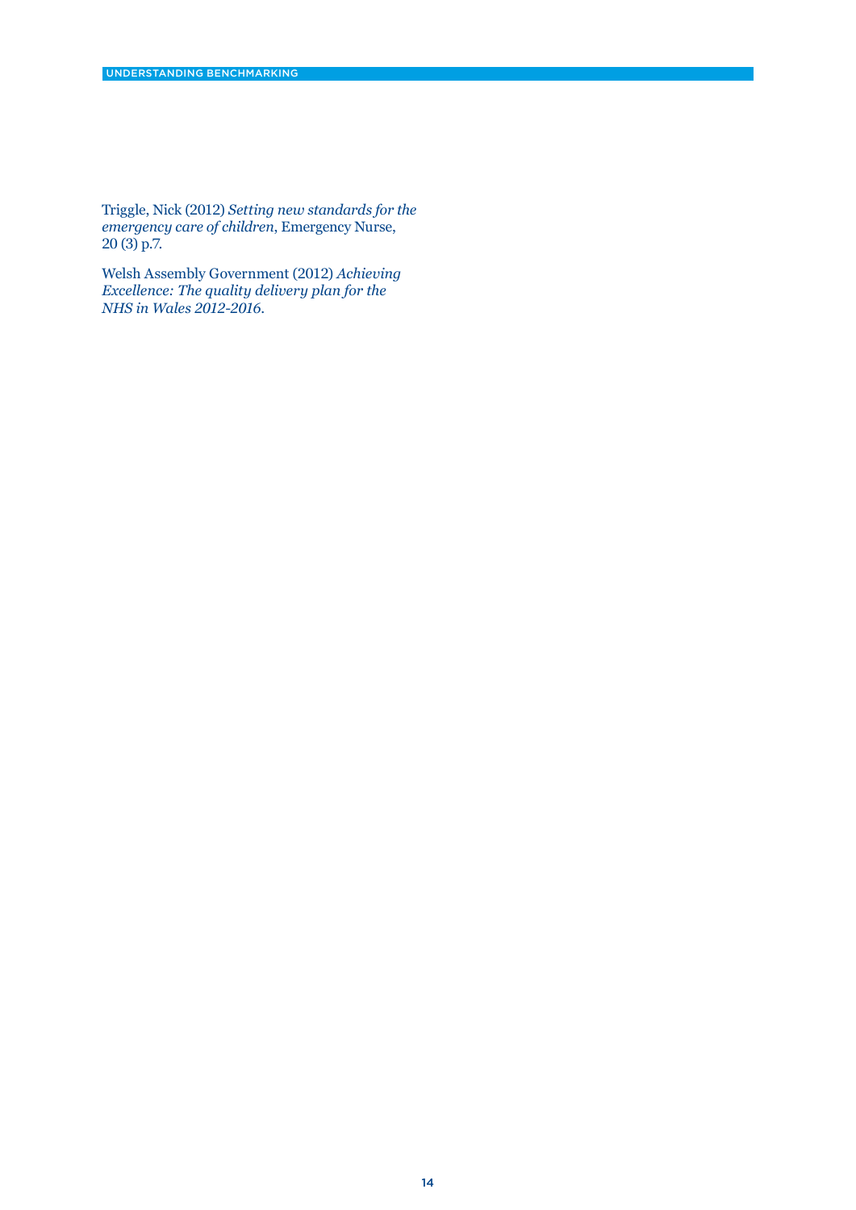Triggle, Nick (2012) *Setting new standards for the emergency care of children*, Emergency Nurse, 20 (3) p.7.

Welsh Assembly Government (2012) *Achieving Excellence: The quality delivery plan for the NHS in Wales 2012-2016*.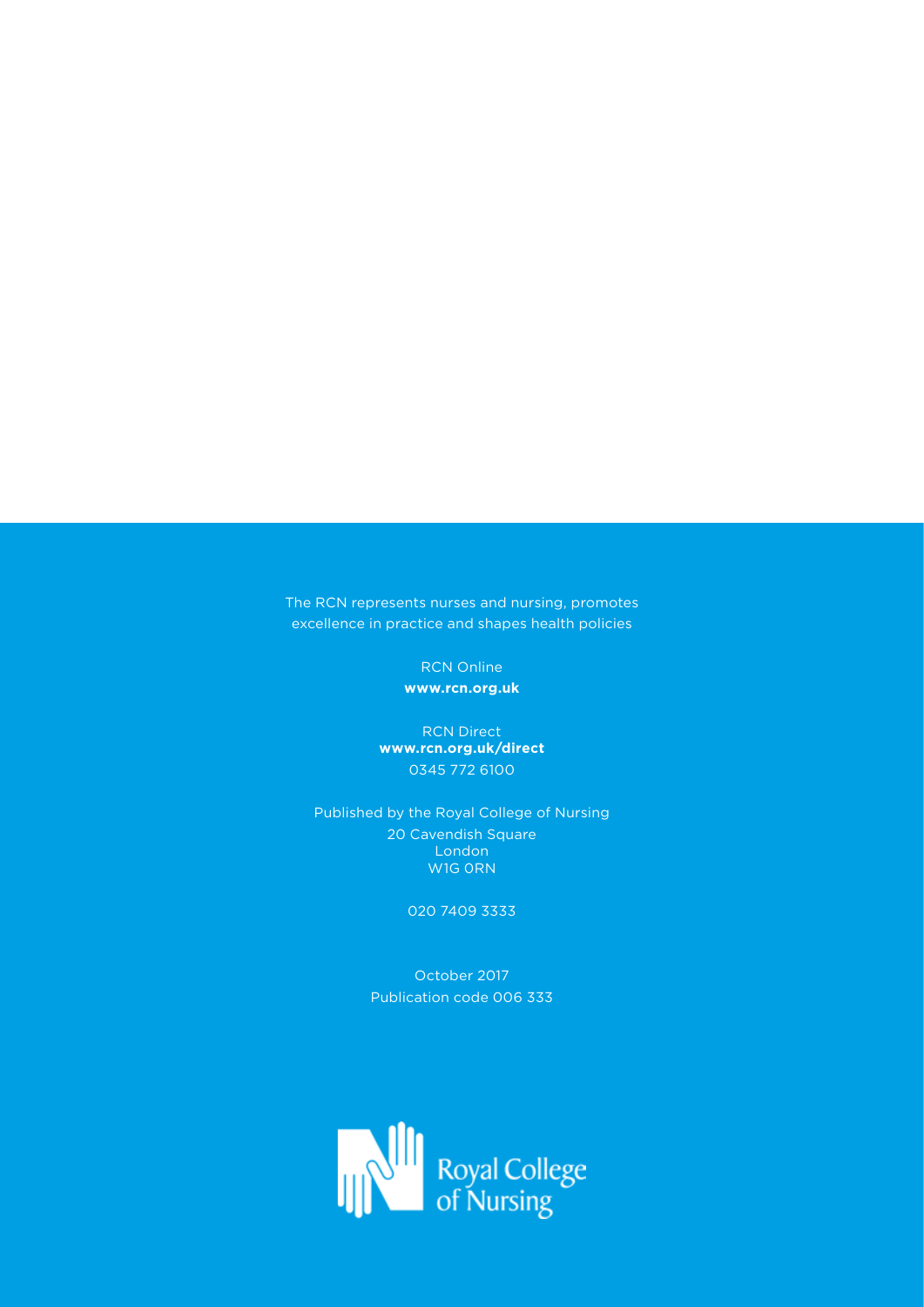The RCN represents nurses and nursing, promotes excellence in practice and shapes health policies

RCN Online
**www.rcn.org.uk**

RCN Direct
**www.rcn.org.uk/direct**
0345 772 6100

Published by the Royal College of Nursing
20 Cavendish Square
London
W1G 0RN

020 7409 3333

October 2017
Publication code 006 333

Royal College of Nursing